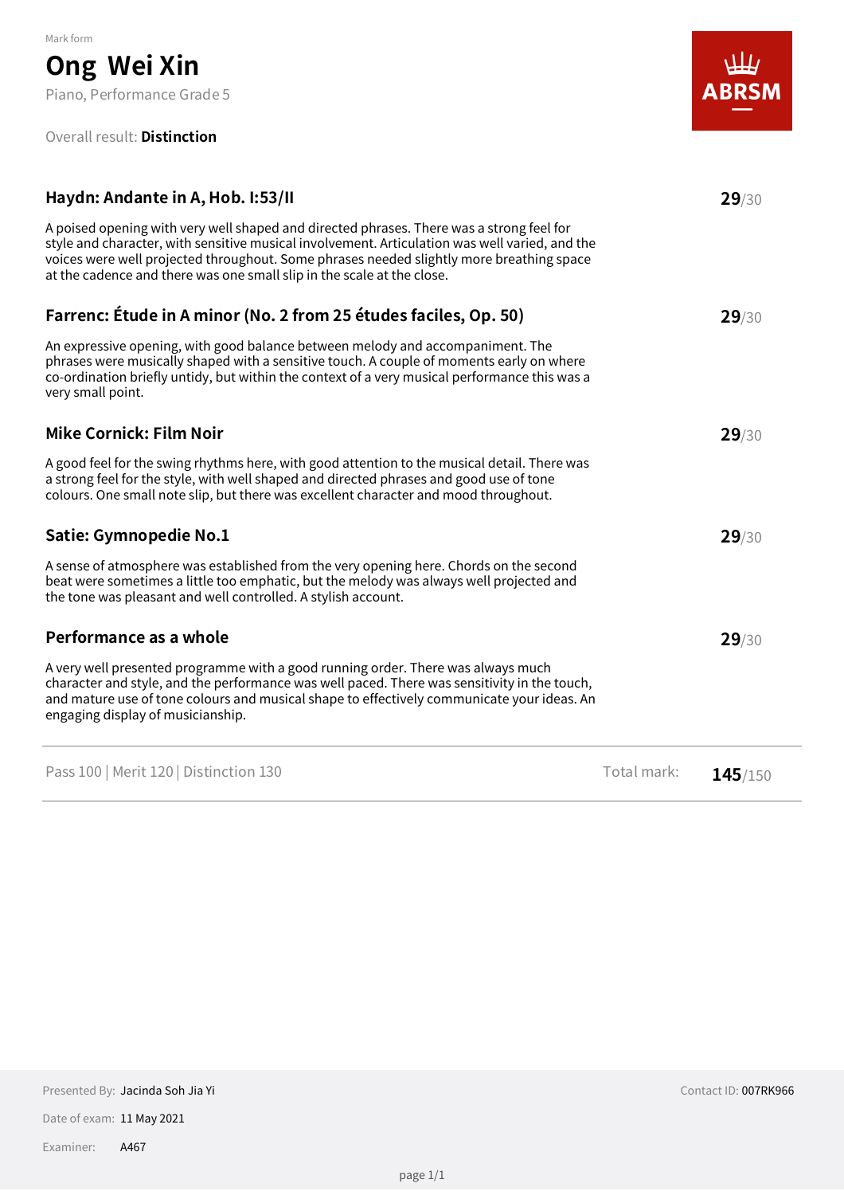Mark form

# Ong Wei Xin

Piano, Performance Grade 5

Overall result: **Distinction**

ABRSM

## Haydn: Andante in A, Hob. I:53/II

**29**/30

A poised opening with very well shaped and directed phrases. There was a strong feel for style and character, with sensitive musical involvement. Articulation was well varied, and the voices were well projected throughout. Some phrases needed slightly more breathing space at the cadence and there was one small slip in the scale at the close.

## Farrenc: Étude in A minor (No. 2 from 25 études faciles, Op. 50)

**29**/30

An expressive opening, with good balance between melody and accompaniment. The phrases were musically shaped with a sensitive touch. A couple of moments early on where co-ordination briefly untidy, but within the context of a very musical performance this was a very small point.

## Mike Cornick: Film Noir

**29**/30

A good feel for the swing rhythms here, with good attention to the musical detail. There was a strong feel for the style, with well shaped and directed phrases and good use of tone colours. One small note slip, but there was excellent character and mood throughout.

## Satie: Gymnopedie No.1

**29**/30

A sense of atmosphere was established from the very opening here. Chords on the second beat were sometimes a little too emphatic, but the melody was always well projected and the tone was pleasant and well controlled. A stylish account.

## Performance as a whole

**29**/30

A very well presented programme with a good running order. There was always much character and style, and the performance was well paced. There was sensitivity in the touch, and mature use of tone colours and musical shape to effectively communicate your ideas. An engaging display of musicianship.

---

Pass 100 | Merit 120 | Distinction 130 — Total mark: **145**/150

---

Presented By: Jacinda Soh Jia Yi

Date of exam: 11 May 2021

Examiner: A467

Contact ID: 007RK966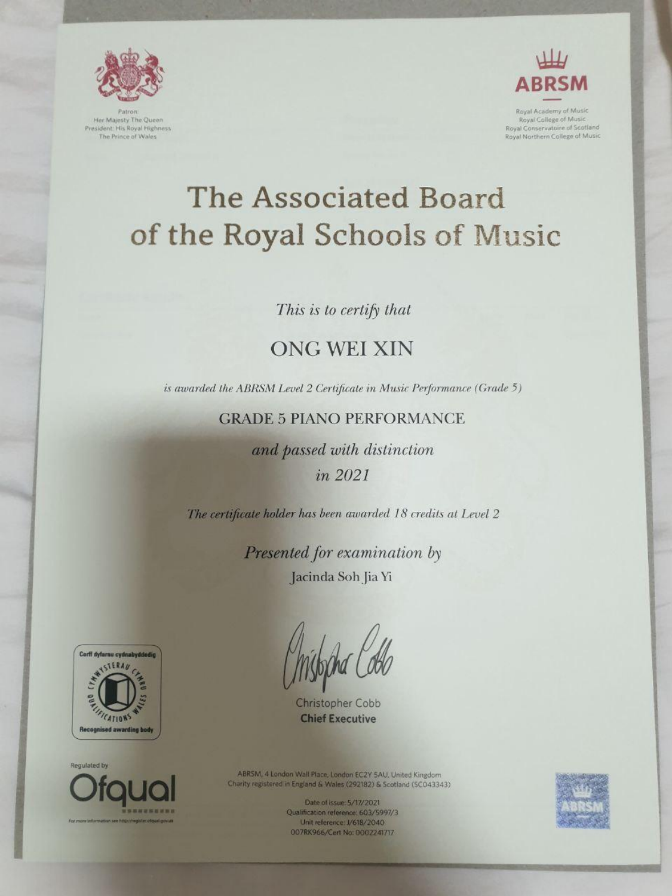Patron:
Her Majesty The Queen
President: His Royal Highness
The Prince of Wales

**ABRSM**

Royal Academy of Music
Royal College of Music
Royal Conservatoire of Scotland
Royal Northern College of Music

# The Associated Board of the Royal Schools of Music

*This is to certify that*

ONG WEI XIN

*is awarded the ABRSM Level 2 Certificate in Music Performance (Grade 5)*

GRADE 5 PIANO PERFORMANCE

*and passed with distinction*

*in 2021*

*The certificate holder has been awarded 18 credits at Level 2*

*Presented for examination by*

Jacinda Soh Jia Yi

Christopher Cobb
**Chief Executive**

Corff dyfarnu cydnabyddedig
Cymwysterau Cymru
Qualifications Wales
Recognised awarding body

Regulated by
Ofqual

ABRSM, 4 London Wall Place, London EC2Y 5AU, United Kingdom
Charity registered in England & Wales (292182) & Scotland (SC043343)

Date of issue: 5/17/2021
Qualification reference: 603/5997/3
Unit reference: J/618/2040
007RK966/Cert No: 0002241717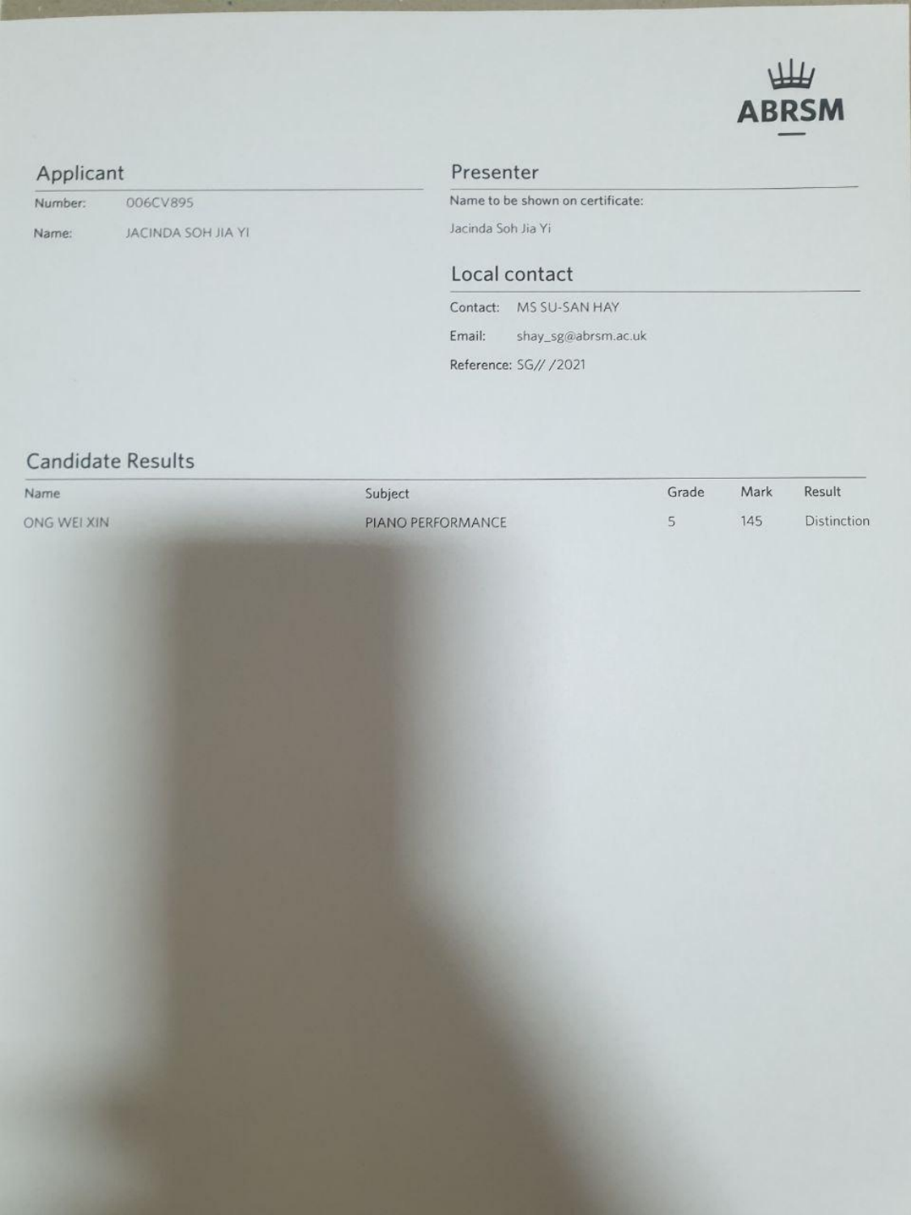ABRSM

## Applicant

Number: 006CV895

Name: JACINDA SOH JIA YI

## Presenter

Name to be shown on certificate:

Jacinda Soh Jia Yi

## Local contact

Contact: MS SU-SAN HAY

Email: shay_sg@abrsm.ac.uk

Reference: SG// /2021

## Candidate Results

| Name | Subject | Grade | Mark | Result |
|---|---|---|---|---|
| ONG WEI XIN | PIANO PERFORMANCE | 5 | 145 | Distinction |